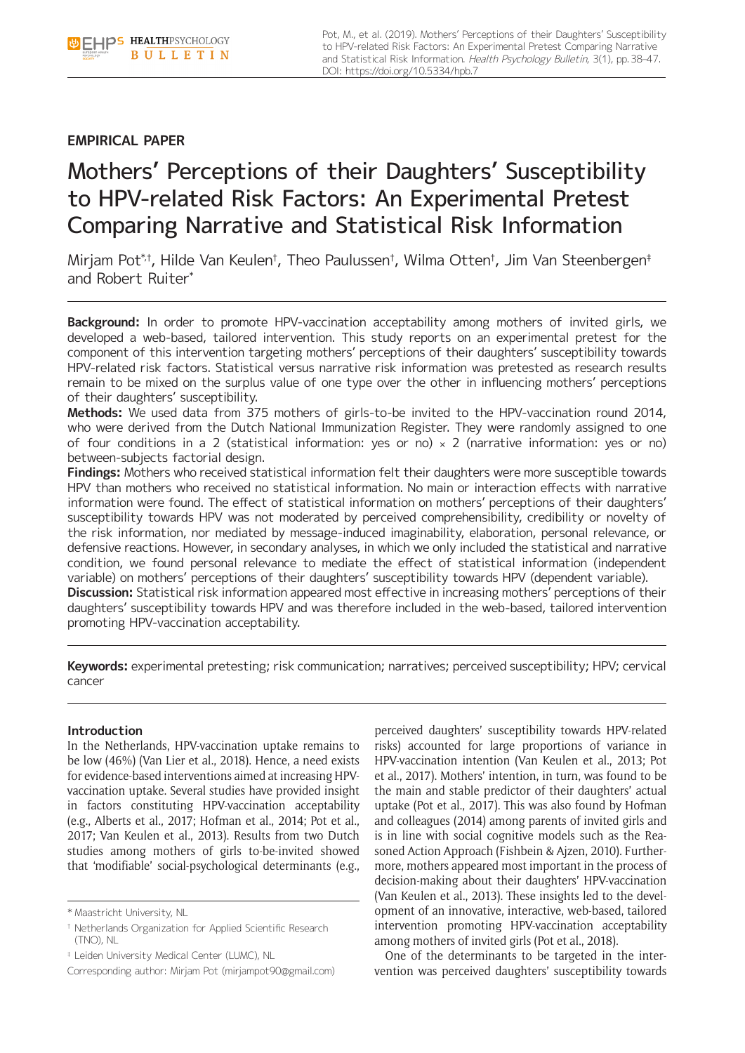**EMPIRICAL PAPER**

# Mothers' Perceptions of their Daughters' Susceptibility to HPV-related Risk Factors: An Experimental Pretest Comparing Narrative and Statistical Risk Information

Mirjam Pot[*,†], Hilde Van Keulen[†], Theo Paulussen[†], Wilma Otten[†], Jim Van Steenbergen[‡] and Robert Ruiter[*]

**Background:** In order to promote HPV-vaccination acceptability among mothers of invited girls, we developed a web-based, tailored intervention. This study reports on an experimental pretest for the component of this intervention targeting mothers' perceptions of their daughters' susceptibility towards HPV-related risk factors. Statistical versus narrative risk information was pretested as research results remain to be mixed on the surplus value of one type over the other in influencing mothers' perceptions of their daughters' susceptibility.

**Methods:** We used data from 375 mothers of girls-to-be invited to the HPV-vaccination round 2014, who were derived from the Dutch National Immunization Register. They were randomly assigned to one of four conditions in a 2 (statistical information: yes or no) × 2 (narrative information: yes or no) between-subjects factorial design.

**Findings:** Mothers who received statistical information felt their daughters were more susceptible towards HPV than mothers who received no statistical information. No main or interaction effects with narrative information were found. The effect of statistical information on mothers' perceptions of their daughters' susceptibility towards HPV was not moderated by perceived comprehensibility, credibility or novelty of the risk information, nor mediated by message-induced imaginability, elaboration, personal relevance, or defensive reactions. However, in secondary analyses, in which we only included the statistical and narrative condition, we found personal relevance to mediate the effect of statistical information (independent variable) on mothers' perceptions of their daughters' susceptibility towards HPV (dependent variable).

**Discussion:** Statistical risk information appeared most effective in increasing mothers' perceptions of their daughters' susceptibility towards HPV and was therefore included in the web-based, tailored intervention promoting HPV-vaccination acceptability.

**Keywords:** experimental pretesting; risk communication; narratives; perceived susceptibility; HPV; cervical cancer

## Introduction

In the Netherlands, HPV-vaccination uptake remains to be low (46%) (Van Lier et al., 2018). Hence, a need exists for evidence-based interventions aimed at increasing HPV-vaccination uptake. Several studies have provided insight in factors constituting HPV-vaccination acceptability (e.g., Alberts et al., 2017; Hofman et al., 2014; Pot et al., 2017; Van Keulen et al., 2013). Results from two Dutch studies among mothers of girls to-be-invited showed that 'modifiable' social-psychological determinants (e.g., perceived daughters' susceptibility towards HPV-related risks) accounted for large proportions of variance in HPV-vaccination intention (Van Keulen et al., 2013; Pot et al., 2017). Mothers' intention, in turn, was found to be the main and stable predictor of their daughters' actual uptake (Pot et al., 2017). This was also found by Hofman and colleagues (2014) among parents of invited girls and is in line with social cognitive models such as the Reasoned Action Approach (Fishbein & Ajzen, 2010). Furthermore, mothers appeared most important in the process of decision-making about their daughters' HPV-vaccination (Van Keulen et al., 2013). These insights led to the development of an innovative, interactive, web-based, tailored intervention promoting HPV-vaccination acceptability among mothers of invited girls (Pot et al., 2018).

One of the determinants to be targeted in the intervention was perceived daughters' susceptibility towards

[*] Maastricht University, NL

[†] Netherlands Organization for Applied Scientific Research (TNO), NL

[‡] Leiden University Medical Center (LUMC), NL

Corresponding author: Mirjam Pot (mirjampot90@gmail.com)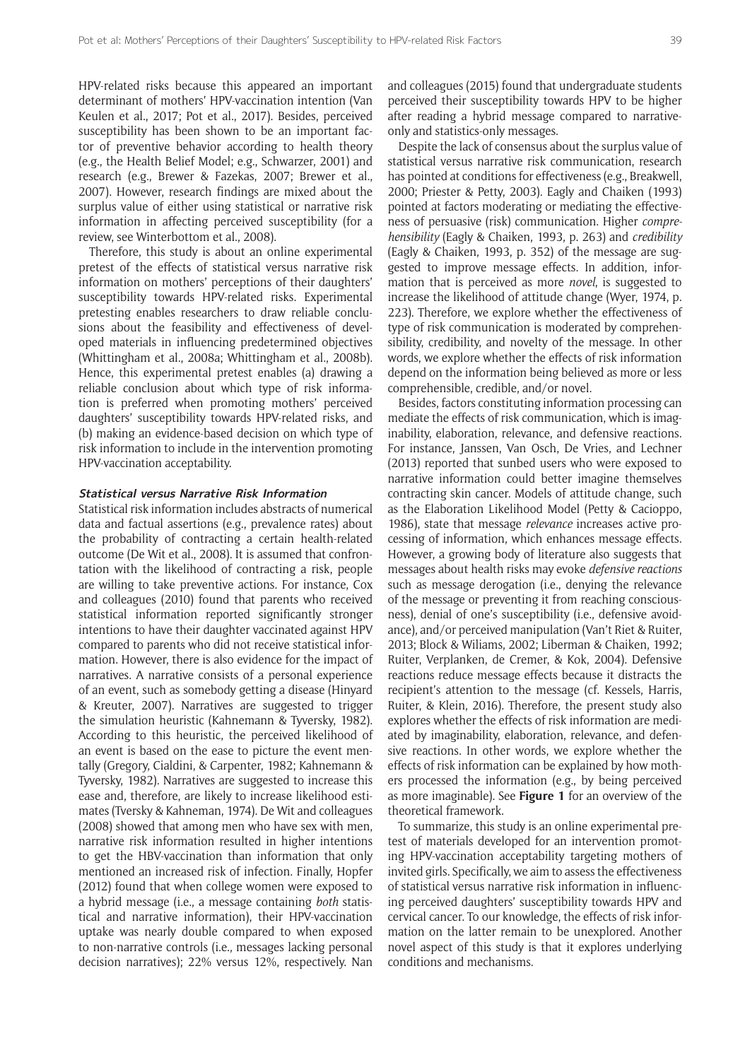HPV-related risks because this appeared an important determinant of mothers' HPV-vaccination intention (Van Keulen et al., 2017; Pot et al., 2017). Besides, perceived susceptibility has been shown to be an important factor of preventive behavior according to health theory (e.g., the Health Belief Model; e.g., Schwarzer, 2001) and research (e.g., Brewer & Fazekas, 2007; Brewer et al., 2007). However, research findings are mixed about the surplus value of either using statistical or narrative risk information in affecting perceived susceptibility (for a review, see Winterbottom et al., 2008).

Therefore, this study is about an online experimental pretest of the effects of statistical versus narrative risk information on mothers' perceptions of their daughters' susceptibility towards HPV-related risks. Experimental pretesting enables researchers to draw reliable conclusions about the feasibility and effectiveness of developed materials in influencing predetermined objectives (Whittingham et al., 2008a; Whittingham et al., 2008b). Hence, this experimental pretest enables (a) drawing a reliable conclusion about which type of risk information is preferred when promoting mothers' perceived daughters' susceptibility towards HPV-related risks, and (b) making an evidence-based decision on which type of risk information to include in the intervention promoting HPV-vaccination acceptability.

### Statistical versus Narrative Risk Information

Statistical risk information includes abstracts of numerical data and factual assertions (e.g., prevalence rates) about the probability of contracting a certain health-related outcome (De Wit et al., 2008). It is assumed that confrontation with the likelihood of contracting a risk, people are willing to take preventive actions. For instance, Cox and colleagues (2010) found that parents who received statistical information reported significantly stronger intentions to have their daughter vaccinated against HPV compared to parents who did not receive statistical information. However, there is also evidence for the impact of narratives. A narrative consists of a personal experience of an event, such as somebody getting a disease (Hinyard & Kreuter, 2007). Narratives are suggested to trigger the simulation heuristic (Kahnemann & Tyversky, 1982). According to this heuristic, the perceived likelihood of an event is based on the ease to picture the event mentally (Gregory, Cialdini, & Carpenter, 1982; Kahnemann & Tyversky, 1982). Narratives are suggested to increase this ease and, therefore, are likely to increase likelihood estimates (Tversky & Kahneman, 1974). De Wit and colleagues (2008) showed that among men who have sex with men, narrative risk information resulted in higher intentions to get the HBV-vaccination than information that only mentioned an increased risk of infection. Finally, Hopfer (2012) found that when college women were exposed to a hybrid message (i.e., a message containing *both* statistical and narrative information), their HPV-vaccination uptake was nearly double compared to when exposed to non-narrative controls (i.e., messages lacking personal decision narratives); 22% versus 12%, respectively. Nan and colleagues (2015) found that undergraduate students perceived their susceptibility towards HPV to be higher after reading a hybrid message compared to narrative-only and statistics-only messages.

Despite the lack of consensus about the surplus value of statistical versus narrative risk communication, research has pointed at conditions for effectiveness (e.g., Breakwell, 2000; Priester & Petty, 2003). Eagly and Chaiken (1993) pointed at factors moderating or mediating the effectiveness of persuasive (risk) communication. Higher *comprehensibility* (Eagly & Chaiken, 1993, p. 263) and *credibility* (Eagly & Chaiken, 1993, p. 352) of the message are suggested to improve message effects. In addition, information that is perceived as more *novel*, is suggested to increase the likelihood of attitude change (Wyer, 1974, p. 223). Therefore, we explore whether the effectiveness of type of risk communication is moderated by comprehensibility, credibility, and novelty of the message. In other words, we explore whether the effects of risk information depend on the information being believed as more or less comprehensible, credible, and/or novel.

Besides, factors constituting information processing can mediate the effects of risk communication, which is imaginability, elaboration, relevance, and defensive reactions. For instance, Janssen, Van Osch, De Vries, and Lechner (2013) reported that sunbed users who were exposed to narrative information could better imagine themselves contracting skin cancer. Models of attitude change, such as the Elaboration Likelihood Model (Petty & Cacioppo, 1986), state that message *relevance* increases active processing of information, which enhances message effects. However, a growing body of literature also suggests that messages about health risks may evoke *defensive reactions* such as message derogation (i.e., denying the relevance of the message or preventing it from reaching consciousness), denial of one's susceptibility (i.e., defensive avoidance), and/or perceived manipulation (Van't Riet & Ruiter, 2013; Block & Wiliams, 2002; Liberman & Chaiken, 1992; Ruiter, Verplanken, de Cremer, & Kok, 2004). Defensive reactions reduce message effects because it distracts the recipient's attention to the message (cf. Kessels, Harris, Ruiter, & Klein, 2016). Therefore, the present study also explores whether the effects of risk information are mediated by imaginability, elaboration, relevance, and defensive reactions. In other words, we explore whether the effects of risk information can be explained by how mothers processed the information (e.g., by being perceived as more imaginable). See **Figure 1** for an overview of the theoretical framework.

To summarize, this study is an online experimental pretest of materials developed for an intervention promoting HPV-vaccination acceptability targeting mothers of invited girls. Specifically, we aim to assess the effectiveness of statistical versus narrative risk information in influencing perceived daughters' susceptibility towards HPV and cervical cancer. To our knowledge, the effects of risk information on the latter remain to be unexplored. Another novel aspect of this study is that it explores underlying conditions and mechanisms.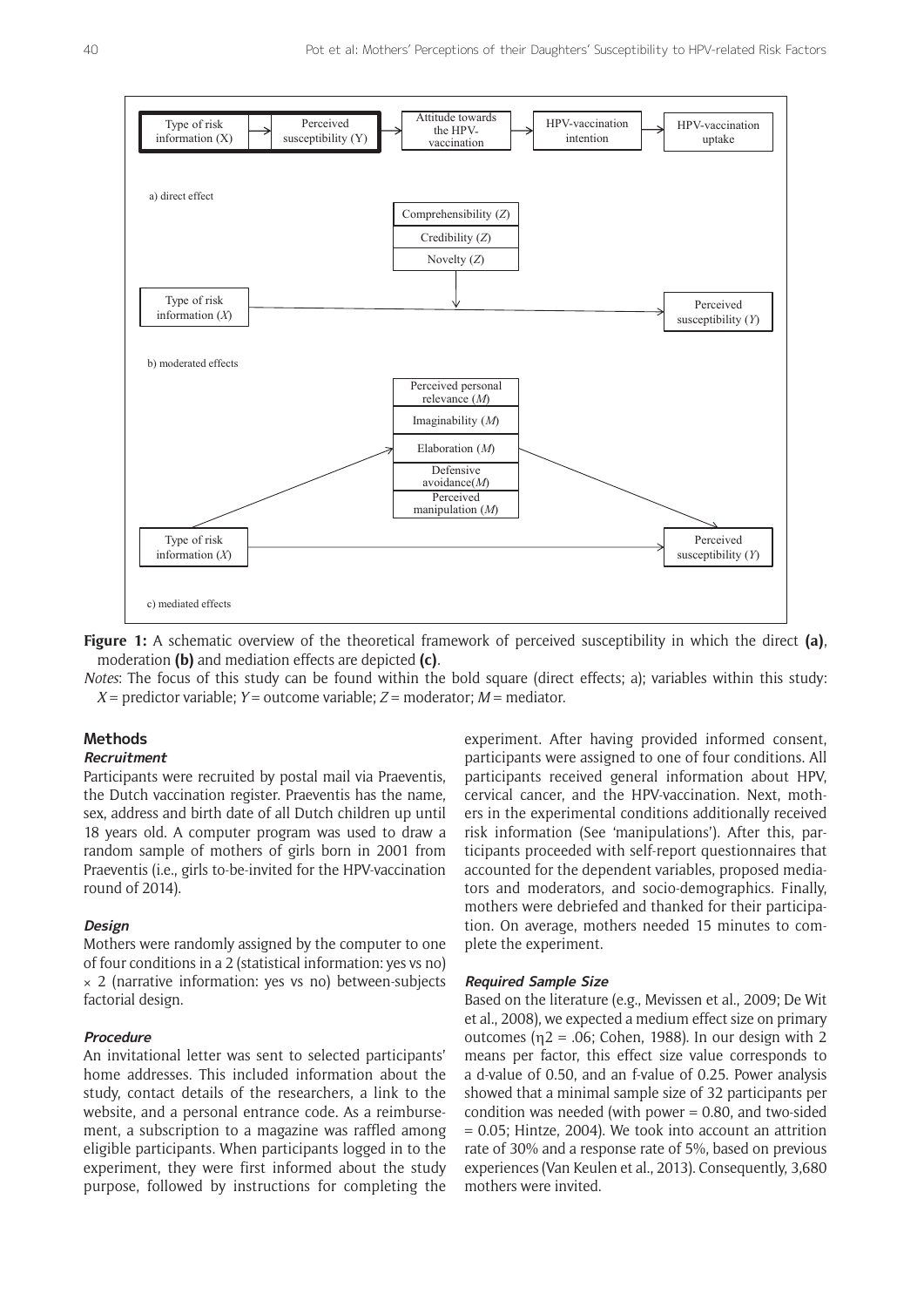**Figure 1:** A schematic overview of the theoretical framework of perceived susceptibility in which the direct **(a)**, moderation **(b)** and mediation effects are depicted **(c)**.

*Notes*: The focus of this study can be found within the bold square (direct effects; a); variables within this study: $X$ = predictor variable; $Y$ = outcome variable; $Z$ = moderator; $M$ = mediator.

## Methods

### *Recruitment*

Participants were recruited by postal mail via Praeventis, the Dutch vaccination register. Praeventis has the name, sex, address and birth date of all Dutch children up until 18 years old. A computer program was used to draw a random sample of mothers of girls born in 2001 from Praeventis (i.e., girls to-be-invited for the HPV-vaccination round of 2014).

### *Design*

Mothers were randomly assigned by the computer to one of four conditions in a 2 (statistical information: yes vs no) × 2 (narrative information: yes vs no) between-subjects factorial design.

### *Procedure*

An invitational letter was sent to selected participants' home addresses. This included information about the study, contact details of the researchers, a link to the website, and a personal entrance code. As a reimbursement, a subscription to a magazine was raffled among eligible participants. When participants logged in to the experiment, they were first informed about the study purpose, followed by instructions for completing the experiment. After having provided informed consent, participants were assigned to one of four conditions. All participants received general information about HPV, cervical cancer, and the HPV-vaccination. Next, mothers in the experimental conditions additionally received risk information (See 'manipulations'). After this, participants proceeded with self-report questionnaires that accounted for the dependent variables, proposed mediators and moderators, and socio-demographics. Finally, mothers were debriefed and thanked for their participation. On average, mothers needed 15 minutes to complete the experiment.

### *Required Sample Size*

Based on the literature (e.g., Mevissen et al., 2009; De Wit et al., 2008), we expected a medium effect size on primary outcomes ($\eta 2$ = .06; Cohen, 1988). In our design with 2 means per factor, this effect size value corresponds to a d-value of 0.50, and an f-value of 0.25. Power analysis showed that a minimal sample size of 32 participants per condition was needed (with power = 0.80, and two-sided = 0.05; Hintze, 2004). We took into account an attrition rate of 30% and a response rate of 5%, based on previous experiences (Van Keulen et al., 2013). Consequently, 3,680 mothers were invited.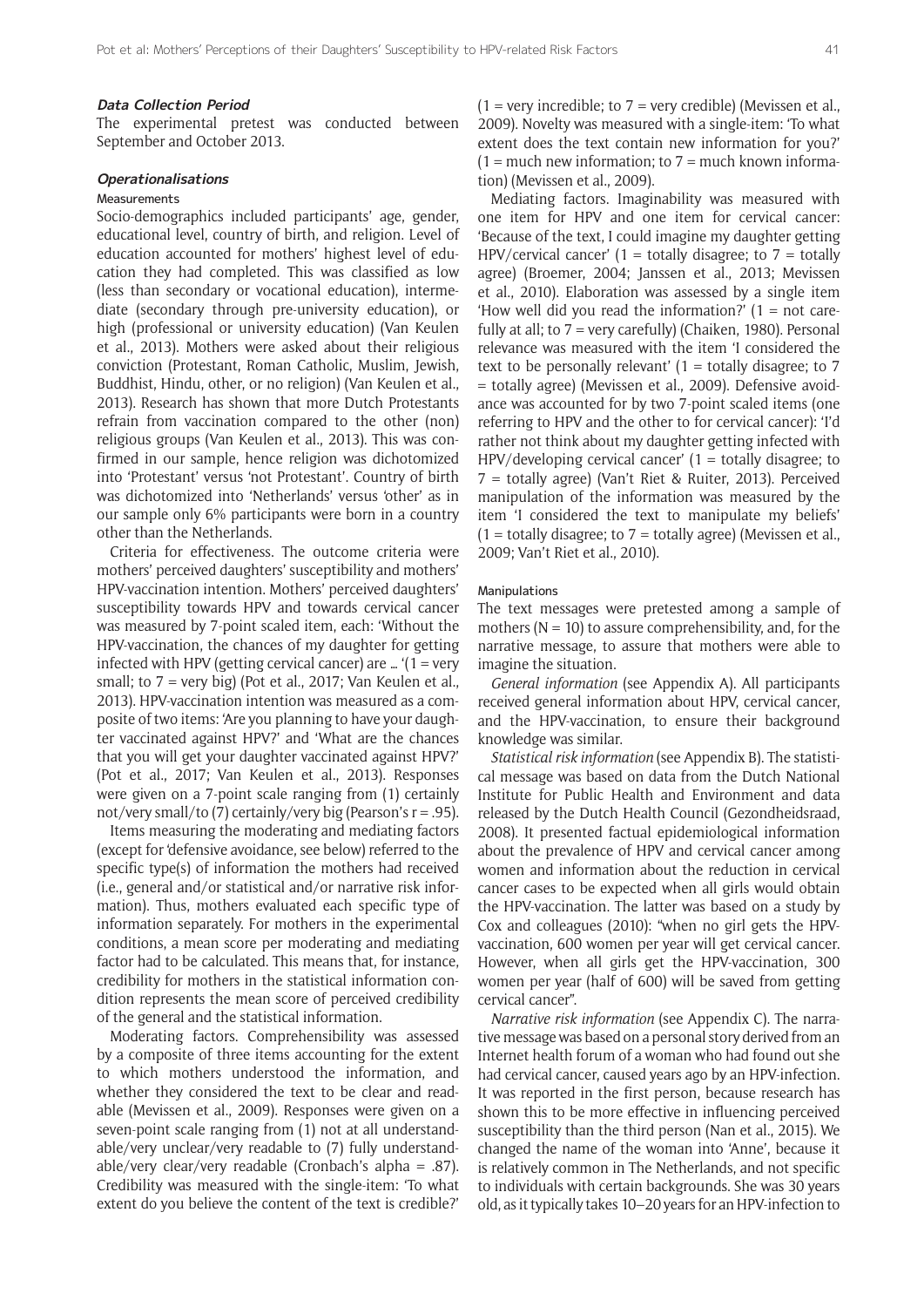#### Data Collection Period

The experimental pretest was conducted between September and October 2013.

#### Operationalisations

##### Measurements

Socio-demographics included participants' age, gender, educational level, country of birth, and religion. Level of education accounted for mothers' highest level of education they had completed. This was classified as low (less than secondary or vocational education), intermediate (secondary through pre-university education), or high (professional or university education) (Van Keulen et al., 2013). Mothers were asked about their religious conviction (Protestant, Roman Catholic, Muslim, Jewish, Buddhist, Hindu, other, or no religion) (Van Keulen et al., 2013). Research has shown that more Dutch Protestants refrain from vaccination compared to the other (non) religious groups (Van Keulen et al., 2013). This was confirmed in our sample, hence religion was dichotomized into 'Protestant' versus 'not Protestant'. Country of birth was dichotomized into 'Netherlands' versus 'other' as in our sample only 6% participants were born in a country other than the Netherlands.

Criteria for effectiveness. The outcome criteria were mothers' perceived daughters' susceptibility and mothers' HPV-vaccination intention. Mothers' perceived daughters' susceptibility towards HPV and towards cervical cancer was measured by 7-point scaled item, each: 'Without the HPV-vaccination, the chances of my daughter for getting infected with HPV (getting cervical cancer) are … '(1 = very small; to 7 = very big) (Pot et al., 2017; Van Keulen et al., 2013). HPV-vaccination intention was measured as a composite of two items: 'Are you planning to have your daughter vaccinated against HPV?' and 'What are the chances that you will get your daughter vaccinated against HPV?' (Pot et al., 2017; Van Keulen et al., 2013). Responses were given on a 7-point scale ranging from (1) certainly not/very small/to (7) certainly/very big (Pearson's $r = .95$).

Items measuring the moderating and mediating factors (except for 'defensive avoidance, see below) referred to the specific type(s) of information the mothers had received (i.e., general and/or statistical and/or narrative risk information). Thus, mothers evaluated each specific type of information separately. For mothers in the experimental conditions, a mean score per moderating and mediating factor had to be calculated. This means that, for instance, credibility for mothers in the statistical information condition represents the mean score of perceived credibility of the general and the statistical information.

Moderating factors. Comprehensibility was assessed by a composite of three items accounting for the extent to which mothers understood the information, and whether they considered the text to be clear and readable (Mevissen et al., 2009). Responses were given on a seven-point scale ranging from (1) not at all understandable/very unclear/very readable to (7) fully understandable/very clear/very readable (Cronbach's alpha = .87). Credibility was measured with the single-item: 'To what extent do you believe the content of the text is credible?' (1 = very incredible; to 7 = very credible) (Mevissen et al., 2009). Novelty was measured with a single-item: 'To what extent does the text contain new information for you?' (1 = much new information; to 7 = much known information) (Mevissen et al., 2009).

Mediating factors. Imaginability was measured with one item for HPV and one item for cervical cancer: 'Because of the text, I could imagine my daughter getting HPV/cervical cancer' (1 = totally disagree; to 7 = totally agree) (Broemer, 2004; Janssen et al., 2013; Mevissen et al., 2010). Elaboration was assessed by a single item 'How well did you read the information?' (1 = not carefully at all; to 7 = very carefully) (Chaiken, 1980). Personal relevance was measured with the item 'I considered the text to be personally relevant' (1 = totally disagree; to 7 = totally agree) (Mevissen et al., 2009). Defensive avoidance was accounted for by two 7-point scaled items (one referring to HPV and the other to for cervical cancer): 'I'd rather not think about my daughter getting infected with HPV/developing cervical cancer' (1 = totally disagree; to 7 = totally agree) (Van't Riet & Ruiter, 2013). Perceived manipulation of the information was measured by the item 'I considered the text to manipulate my beliefs' (1 = totally disagree; to 7 = totally agree) (Mevissen et al., 2009; Van't Riet et al., 2010).

##### Manipulations

The text messages were pretested among a sample of mothers ($N = 10$) to assure comprehensibility, and, for the narrative message, to assure that mothers were able to imagine the situation.

*General information* (see Appendix A). All participants received general information about HPV, cervical cancer, and the HPV-vaccination, to ensure their background knowledge was similar.

*Statistical risk information* (see Appendix B). The statistical message was based on data from the Dutch National Institute for Public Health and Environment and data released by the Dutch Health Council (Gezondheidsraad, 2008). It presented factual epidemiological information about the prevalence of HPV and cervical cancer among women and information about the reduction in cervical cancer cases to be expected when all girls would obtain the HPV-vaccination. The latter was based on a study by Cox and colleagues (2010): "when no girl gets the HPV-vaccination, 600 women per year will get cervical cancer. However, when all girls get the HPV-vaccination, 300 women per year (half of 600) will be saved from getting cervical cancer".

*Narrative risk information* (see Appendix C). The narrative message was based on a personal story derived from an Internet health forum of a woman who had found out she had cervical cancer, caused years ago by an HPV-infection. It was reported in the first person, because research has shown this to be more effective in influencing perceived susceptibility than the third person (Nan et al., 2015). We changed the name of the woman into 'Anne', because it is relatively common in The Netherlands, and not specific to individuals with certain backgrounds. She was 30 years old, as it typically takes 10–20 years for an HPV-infection to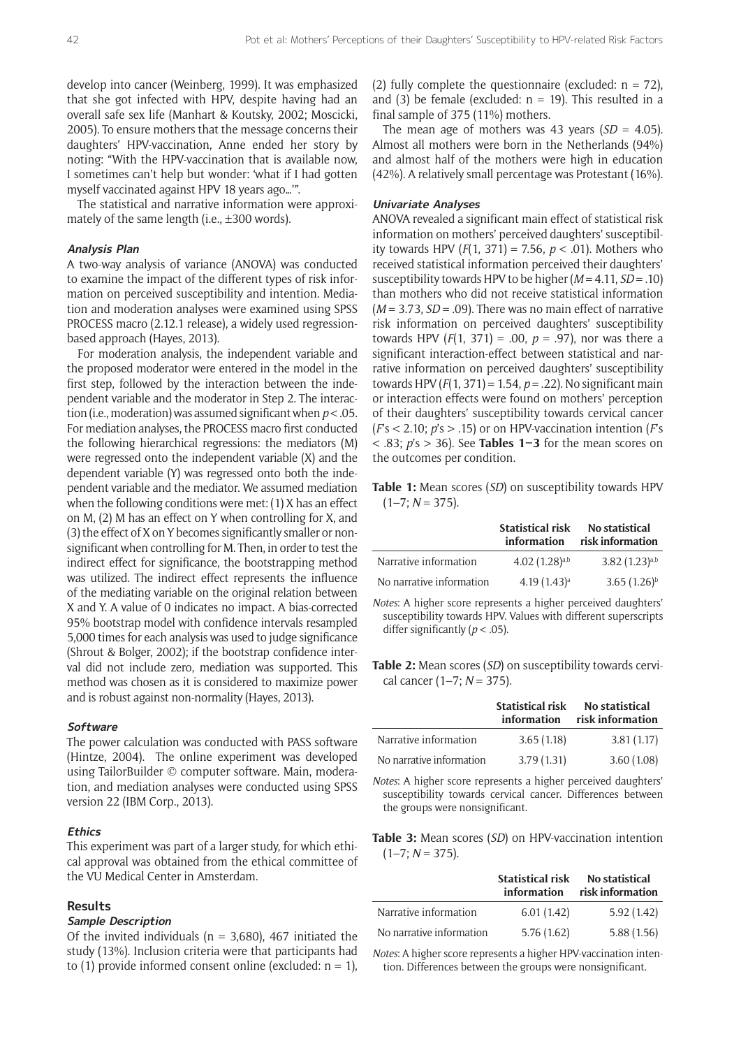develop into cancer (Weinberg, 1999). It was emphasized that she got infected with HPV, despite having had an overall safe sex life (Manhart & Koutsky, 2002; Moscicki, 2005). To ensure mothers that the message concerns their daughters' HPV-vaccination, Anne ended her story by noting: "With the HPV-vaccination that is available now, I sometimes can't help but wonder: 'what if I had gotten myself vaccinated against HPV 18 years ago…'".

The statistical and narrative information were approximately of the same length (i.e., ±300 words).

### Analysis Plan

A two-way analysis of variance (ANOVA) was conducted to examine the impact of the different types of risk information on perceived susceptibility and intention. Mediation and moderation analyses were examined using SPSS PROCESS macro (2.12.1 release), a widely used regression-based approach (Hayes, 2013).

For moderation analysis, the independent variable and the proposed moderator were entered in the model in the first step, followed by the interaction between the independent variable and the moderator in Step 2. The interaction (i.e., moderation) was assumed significant when $p < .05$. For mediation analyses, the PROCESS macro first conducted the following hierarchical regressions: the mediators (M) were regressed onto the independent variable (X) and the dependent variable (Y) was regressed onto both the independent variable and the mediator. We assumed mediation when the following conditions were met: (1) X has an effect on M, (2) M has an effect on Y when controlling for X, and (3) the effect of X on Y becomes significantly smaller or nonsignificant when controlling for M. Then, in order to test the indirect effect for significance, the bootstrapping method was utilized. The indirect effect represents the influence of the mediating variable on the original relation between X and Y. A value of 0 indicates no impact. A bias-corrected 95% bootstrap model with confidence intervals resampled 5,000 times for each analysis was used to judge significance (Shrout & Bolger, 2002); if the bootstrap confidence interval did not include zero, mediation was supported. This method was chosen as it is considered to maximize power and is robust against non-normality (Hayes, 2013).

### Software

The power calculation was conducted with PASS software (Hintze, 2004). The online experiment was developed using TailorBuilder © computer software. Main, moderation, and mediation analyses were conducted using SPSS version 22 (IBM Corp., 2013).

### Ethics

This experiment was part of a larger study, for which ethical approval was obtained from the ethical committee of the VU Medical Center in Amsterdam.

## Results

### Sample Description

Of the invited individuals (n = 3,680), 467 initiated the study (13%). Inclusion criteria were that participants had to (1) provide informed consent online (excluded: n = 1), (2) fully complete the questionnaire (excluded: n = 72), and (3) be female (excluded: n = 19). This resulted in a final sample of 375 (11%) mothers.

The mean age of mothers was 43 years ($SD$ = 4.05). Almost all mothers were born in the Netherlands (94%) and almost half of the mothers were high in education (42%). A relatively small percentage was Protestant (16%).

### Univariate Analyses

ANOVA revealed a significant main effect of statistical risk information on mothers' perceived daughters' susceptibility towards HPV ($F(1, 371) = 7.56$, $p < .01$). Mothers who received statistical information perceived their daughters' susceptibility towards HPV to be higher ($M = 4.11$, $SD = .10$) than mothers who did not receive statistical information ($M = 3.73$, $SD = .09$). There was no main effect of narrative risk information on perceived daughters' susceptibility towards HPV ($F(1, 371) = .00$, $p = .97$), nor was there a significant interaction-effect between statistical and narrative information on perceived daughters' susceptibility towards HPV ($F(1, 371) = 1.54$, $p = .22$). No significant main or interaction effects were found on mothers' perception of their daughters' susceptibility towards cervical cancer ($F$'s < 2.10; $p$'s > .15) or on HPV-vaccination intention ($F$'s < .83; $p$'s > 36). See **Tables 1–3** for the mean scores on the outcomes per condition.

**Table 1:** Mean scores ($SD$) on susceptibility towards HPV (1–7; $N$ = 375).

| | Statistical risk information | No statistical risk information |
|---|---|---|
| Narrative information | 4.02 (1.28)[a,b] | 3.82 (1.23)[a,b] |
| No narrative information | 4.19 (1.43)[a] | 3.65 (1.26)[b] |

*Notes*: A higher score represents a higher perceived daughters' susceptibility towards HPV. Values with different superscripts differ significantly ($p < .05$).

**Table 2:** Mean scores ($SD$) on susceptibility towards cervical cancer (1–7; $N$ = 375).

| | Statistical risk information | No statistical risk information |
|---|---|---|
| Narrative information | 3.65 (1.18) | 3.81 (1.17) |
| No narrative information | 3.79 (1.31) | 3.60 (1.08) |

*Notes*: A higher score represents a higher perceived daughters' susceptibility towards cervical cancer. Differences between the groups were nonsignificant.

**Table 3:** Mean scores ($SD$) on HPV-vaccination intention (1–7; $N$ = 375).

| | Statistical risk information | No statistical risk information |
|---|---|---|
| Narrative information | 6.01 (1.42) | 5.92 (1.42) |
| No narrative information | 5.76 (1.62) | 5.88 (1.56) |

*Notes*: A higher score represents a higher HPV-vaccination intention. Differences between the groups were nonsignificant.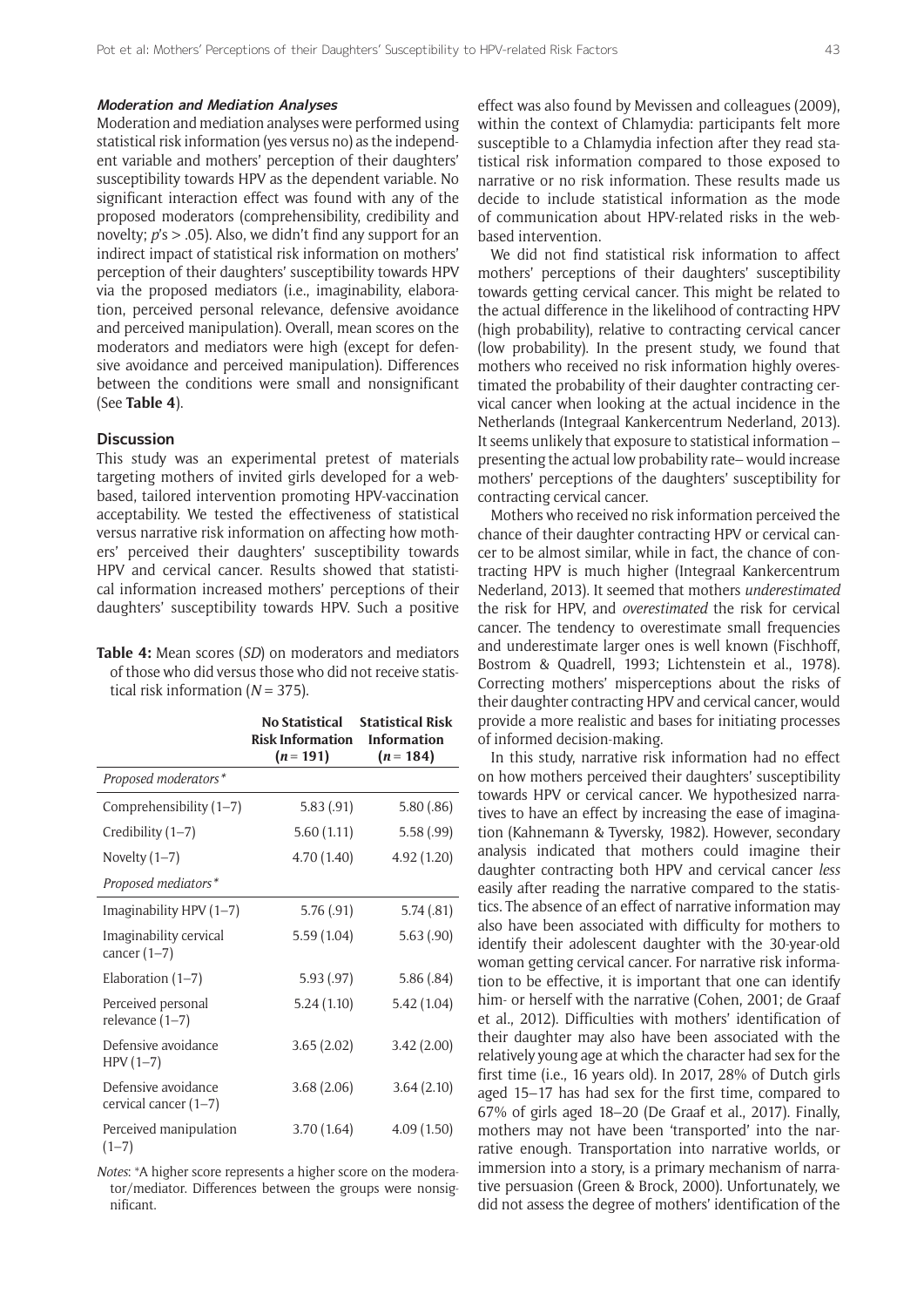#### *Moderation and Mediation Analyses*

Moderation and mediation analyses were performed using statistical risk information (yes versus no) as the independent variable and mothers' perception of their daughters' susceptibility towards HPV as the dependent variable. No significant interaction effect was found with any of the proposed moderators (comprehensibility, credibility and novelty; $p$'s > .05). Also, we didn't find any support for an indirect impact of statistical risk information on mothers' perception of their daughters' susceptibility towards HPV via the proposed mediators (i.e., imaginability, elaboration, perceived personal relevance, defensive avoidance and perceived manipulation). Overall, mean scores on the moderators and mediators were high (except for defensive avoidance and perceived manipulation). Differences between the conditions were small and nonsignificant (See **Table 4**).

### Discussion

This study was an experimental pretest of materials targeting mothers of invited girls developed for a web-based, tailored intervention promoting HPV-vaccination acceptability. We tested the effectiveness of statistical versus narrative risk information on affecting how mothers' perceived their daughters' susceptibility towards HPV and cervical cancer. Results showed that statistical information increased mothers' perceptions of their daughters' susceptibility towards HPV. Such a positive effect was also found by Mevissen and colleagues (2009), within the context of Chlamydia: participants felt more susceptible to a Chlamydia infection after they read statistical risk information compared to those exposed to narrative or no risk information. These results made us decide to include statistical information as the mode of communication about HPV-related risks in the web-based intervention.

We did not find statistical risk information to affect mothers' perceptions of their daughters' susceptibility towards getting cervical cancer. This might be related to the actual difference in the likelihood of contracting HPV (high probability), relative to contracting cervical cancer (low probability). In the present study, we found that mothers who received no risk information highly overestimated the probability of their daughter contracting cervical cancer when looking at the actual incidence in the Netherlands (Integraal Kankercentrum Nederland, 2013). It seems unlikely that exposure to statistical information – presenting the actual low probability rate– would increase mothers' perceptions of the daughters' susceptibility for contracting cervical cancer.

Mothers who received no risk information perceived the chance of their daughter contracting HPV or cervical cancer to be almost similar, while in fact, the chance of contracting HPV is much higher (Integraal Kankercentrum Nederland, 2013). It seemed that mothers *underestimated* the risk for HPV, and *overestimated* the risk for cervical cancer. The tendency to overestimate small frequencies and underestimate larger ones is well known (Fischhoff, Bostrom & Quadrell, 1993; Lichtenstein et al., 1978). Correcting mothers' misperceptions about the risks of their daughter contracting HPV and cervical cancer, would provide a more realistic and bases for initiating processes of informed decision-making.

In this study, narrative risk information had no effect on how mothers perceived their daughters' susceptibility towards HPV or cervical cancer. We hypothesized narratives to have an effect by increasing the ease of imagination (Kahnemann & Tyversky, 1982). However, secondary analysis indicated that mothers could imagine their daughter contracting both HPV and cervical cancer *less* easily after reading the narrative compared to the statistics. The absence of an effect of narrative information may also have been associated with difficulty for mothers to identify their adolescent daughter with the 30-year-old woman getting cervical cancer. For narrative risk information to be effective, it is important that one can identify him- or herself with the narrative (Cohen, 2001; de Graaf et al., 2012). Difficulties with mothers' identification of their daughter may also have been associated with the relatively young age at which the character had sex for the first time (i.e., 16 years old). In 2017, 28% of Dutch girls aged 15–17 has had sex for the first time, compared to 67% of girls aged 18–20 (De Graaf et al., 2017). Finally, mothers may not have been 'transported' into the narrative enough. Transportation into narrative worlds, or immersion into a story, is a primary mechanism of narrative persuasion (Green & Brock, 2000). Unfortunately, we did not assess the degree of mothers' identification of the

**Table 4:** Mean scores (*SD*) on moderators and mediators of those who did versus those who did not receive statistical risk information ($N$ = 375).

| | No Statistical Risk Information ($n$ = 191) | Statistical Risk Information ($n$ = 184) |
|---|---|---|
| *Proposed moderators\** | | |
| Comprehensibility (1–7) | 5.83 (.91) | 5.80 (.86) |
| Credibility (1–7) | 5.60 (1.11) | 5.58 (.99) |
| Novelty (1–7) | 4.70 (1.40) | 4.92 (1.20) |
| *Proposed mediators\** | | |
| Imaginability HPV (1–7) | 5.76 (.91) | 5.74 (.81) |
| Imaginability cervical cancer (1–7) | 5.59 (1.04) | 5.63 (.90) |
| Elaboration (1–7) | 5.93 (.97) | 5.86 (.84) |
| Perceived personal relevance (1–7) | 5.24 (1.10) | 5.42 (1.04) |
| Defensive avoidance HPV (1–7) | 3.65 (2.02) | 3.42 (2.00) |
| Defensive avoidance cervical cancer (1–7) | 3.68 (2.06) | 3.64 (2.10) |
| Perceived manipulation (1–7) | 3.70 (1.64) | 4.09 (1.50) |

*Notes*: \*A higher score represents a higher score on the moderator/mediator. Differences between the groups were nonsignificant.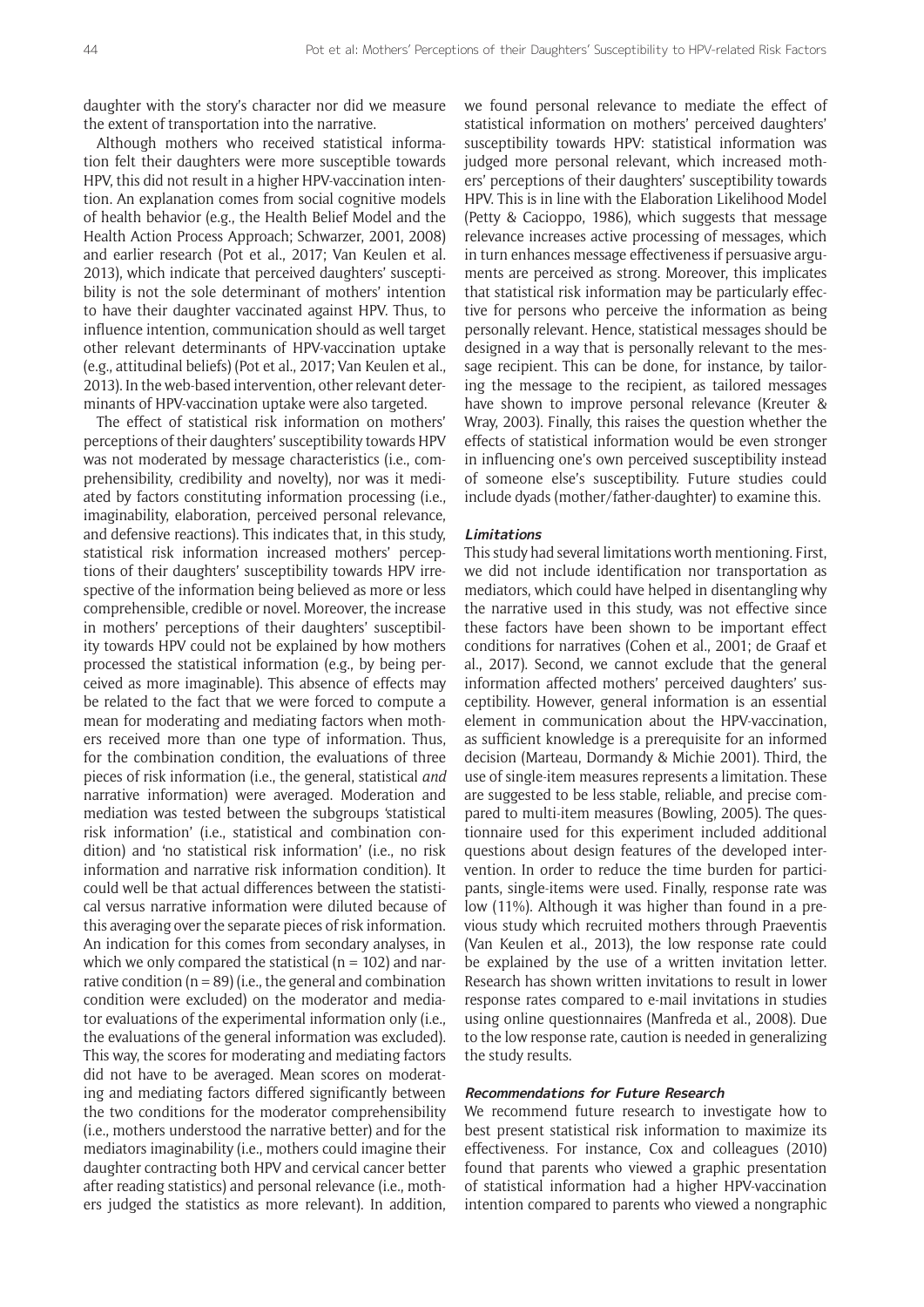daughter with the story's character nor did we measure the extent of transportation into the narrative.

Although mothers who received statistical information felt their daughters were more susceptible towards HPV, this did not result in a higher HPV-vaccination intention. An explanation comes from social cognitive models of health behavior (e.g., the Health Belief Model and the Health Action Process Approach; Schwarzer, 2001, 2008) and earlier research (Pot et al., 2017; Van Keulen et al. 2013), which indicate that perceived daughters' susceptibility is not the sole determinant of mothers' intention to have their daughter vaccinated against HPV. Thus, to influence intention, communication should as well target other relevant determinants of HPV-vaccination uptake (e.g., attitudinal beliefs) (Pot et al., 2017; Van Keulen et al., 2013). In the web-based intervention, other relevant determinants of HPV-vaccination uptake were also targeted.

The effect of statistical risk information on mothers' perceptions of their daughters' susceptibility towards HPV was not moderated by message characteristics (i.e., comprehensibility, credibility and novelty), nor was it mediated by factors constituting information processing (i.e., imaginability, elaboration, perceived personal relevance, and defensive reactions). This indicates that, in this study, statistical risk information increased mothers' perceptions of their daughters' susceptibility towards HPV irrespective of the information being believed as more or less comprehensible, credible or novel. Moreover, the increase in mothers' perceptions of their daughters' susceptibility towards HPV could not be explained by how mothers processed the statistical information (e.g., by being perceived as more imaginable). This absence of effects may be related to the fact that we were forced to compute a mean for moderating and mediating factors when mothers received more than one type of information. Thus, for the combination condition, the evaluations of three pieces of risk information (i.e., the general, statistical *and* narrative information) were averaged. Moderation and mediation was tested between the subgroups 'statistical risk information' (i.e., statistical and combination condition) and 'no statistical risk information' (i.e., no risk information and narrative risk information condition). It could well be that actual differences between the statistical versus narrative information were diluted because of this averaging over the separate pieces of risk information. An indication for this comes from secondary analyses, in which we only compared the statistical ($n = 102$) and narrative condition ($n = 89$) (i.e., the general and combination condition were excluded) on the moderator and mediator evaluations of the experimental information only (i.e., the evaluations of the general information was excluded). This way, the scores for moderating and mediating factors did not have to be averaged. Mean scores on moderating and mediating factors differed significantly between the two conditions for the moderator comprehensibility (i.e., mothers understood the narrative better) and for the mediators imaginability (i.e., mothers could imagine their daughter contracting both HPV and cervical cancer better after reading statistics) and personal relevance (i.e., mothers judged the statistics as more relevant). In addition, we found personal relevance to mediate the effect of statistical information on mothers' perceived daughters' susceptibility towards HPV: statistical information was judged more personal relevant, which increased mothers' perceptions of their daughters' susceptibility towards HPV. This is in line with the Elaboration Likelihood Model (Petty & Cacioppo, 1986), which suggests that message relevance increases active processing of messages, which in turn enhances message effectiveness if persuasive arguments are perceived as strong. Moreover, this implicates that statistical risk information may be particularly effective for persons who perceive the information as being personally relevant. Hence, statistical messages should be designed in a way that is personally relevant to the message recipient. This can be done, for instance, by tailoring the message to the recipient, as tailored messages have shown to improve personal relevance (Kreuter & Wray, 2003). Finally, this raises the question whether the effects of statistical information would be even stronger in influencing one's own perceived susceptibility instead of someone else's susceptibility. Future studies could include dyads (mother/father-daughter) to examine this.

### Limitations

This study had several limitations worth mentioning. First, we did not include identification nor transportation as mediators, which could have helped in disentangling why the narrative used in this study, was not effective since these factors have been shown to be important effect conditions for narratives (Cohen et al., 2001; de Graaf et al., 2017). Second, we cannot exclude that the general information affected mothers' perceived daughters' susceptibility. However, general information is an essential element in communication about the HPV-vaccination, as sufficient knowledge is a prerequisite for an informed decision (Marteau, Dormandy & Michie 2001). Third, the use of single-item measures represents a limitation. These are suggested to be less stable, reliable, and precise compared to multi-item measures (Bowling, 2005). The questionnaire used for this experiment included additional questions about design features of the developed intervention. In order to reduce the time burden for participants, single-items were used. Finally, response rate was low (11%). Although it was higher than found in a previous study which recruited mothers through Praeventis (Van Keulen et al., 2013), the low response rate could be explained by the use of a written invitation letter. Research has shown written invitations to result in lower response rates compared to e-mail invitations in studies using online questionnaires (Manfreda et al., 2008). Due to the low response rate, caution is needed in generalizing the study results.

### Recommendations for Future Research

We recommend future research to investigate how to best present statistical risk information to maximize its effectiveness. For instance, Cox and colleagues (2010) found that parents who viewed a graphic presentation of statistical information had a higher HPV-vaccination intention compared to parents who viewed a nongraphic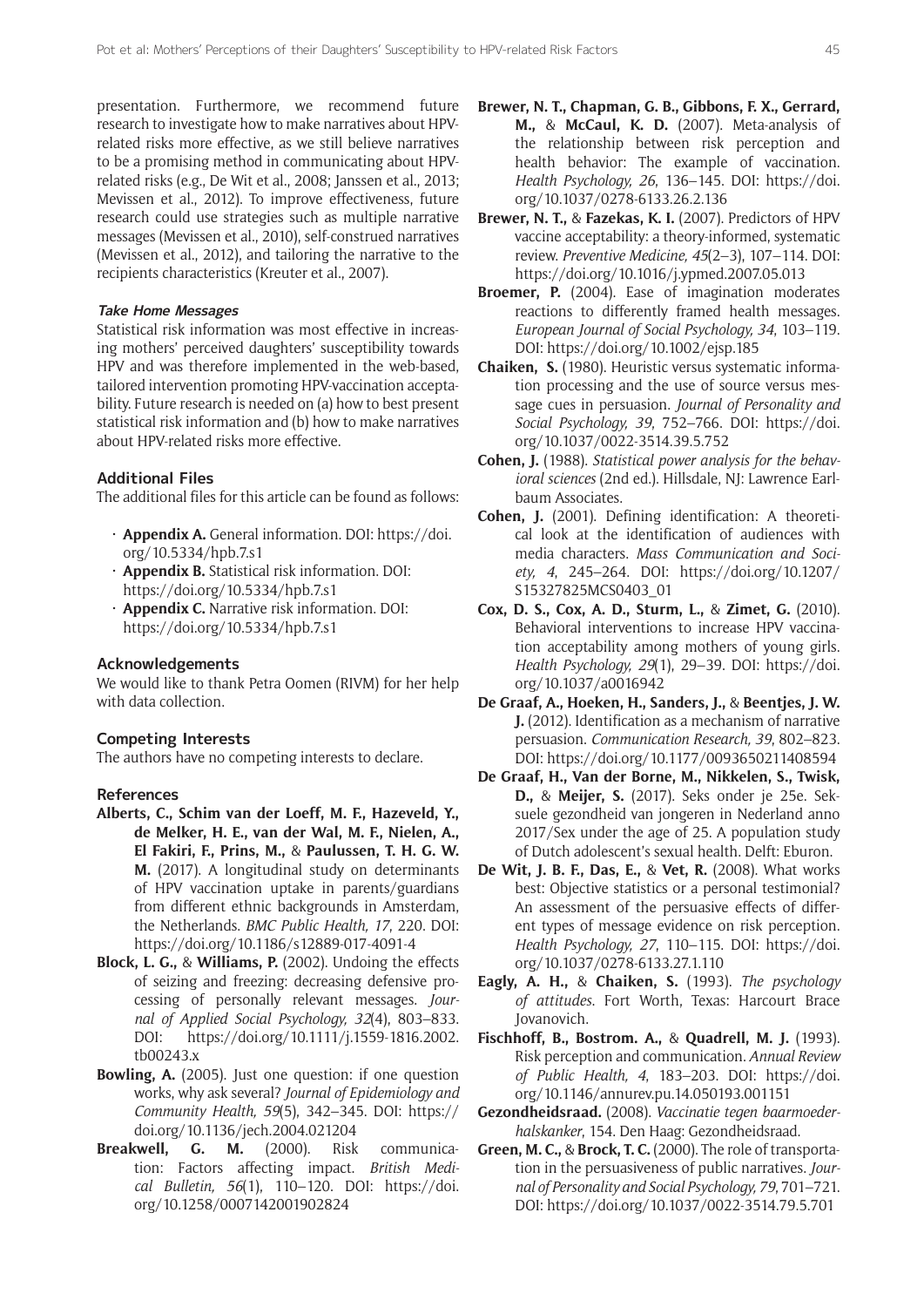presentation. Furthermore, we recommend future research to investigate how to make narratives about HPV-related risks more effective, as we still believe narratives to be a promising method in communicating about HPV-related risks (e.g., De Wit et al., 2008; Janssen et al., 2013; Mevissen et al., 2012). To improve effectiveness, future research could use strategies such as multiple narrative messages (Mevissen et al., 2010), self-construed narratives (Mevissen et al., 2012), and tailoring the narrative to the recipients characteristics (Kreuter et al., 2007).

#### Take Home Messages

Statistical risk information was most effective in increasing mothers' perceived daughters' susceptibility towards HPV and was therefore implemented in the web-based, tailored intervention promoting HPV-vaccination acceptability. Future research is needed on (a) how to best present statistical risk information and (b) how to make narratives about HPV-related risks more effective.

### Additional Files

The additional files for this article can be found as follows:

- **Appendix A.** General information. DOI: https://doi.org/10.5334/hpb.7.s1
- **Appendix B.** Statistical risk information. DOI: https://doi.org/10.5334/hpb.7.s1
- **Appendix C.** Narrative risk information. DOI: https://doi.org/10.5334/hpb.7.s1

### Acknowledgements

We would like to thank Petra Oomen (RIVM) for her help with data collection.

### Competing Interests

The authors have no competing interests to declare.

### References

**Alberts, C., Schim van der Loeff, M. F., Hazeveld, Y., de Melker, H. E., van der Wal, M. F., Nielen, A., El Fakiri, F., Prins, M.,** & **Paulussen, T. H. G. W. M.** (2017). A longitudinal study on determinants of HPV vaccination uptake in parents/guardians from different ethnic backgrounds in Amsterdam, the Netherlands. *BMC Public Health, 17*, 220. DOI: https://doi.org/10.1186/s12889-017-4091-4

**Block, L. G.,** & **Williams, P.** (2002). Undoing the effects of seizing and freezing: decreasing defensive processing of personally relevant messages. *Journal of Applied Social Psychology, 32*(4), 803–833. DOI: https://doi.org/10.1111/j.1559-1816.2002.tb00243.x

**Bowling, A.** (2005). Just one question: if one question works, why ask several? *Journal of Epidemiology and Community Health, 59*(5), 342–345. DOI: https://doi.org/10.1136/jech.2004.021204

**Breakwell, G. M.** (2000). Risk communication: Factors affecting impact. *British Medical Bulletin, 56*(1), 110–120. DOI: https://doi.org/10.1258/0007142001902824

**Brewer, N. T., Chapman, G. B., Gibbons, F. X., Gerrard, M.,** & **McCaul, K. D.** (2007). Meta-analysis of the relationship between risk perception and health behavior: The example of vaccination. *Health Psychology, 26*, 136–145. DOI: https://doi.org/10.1037/0278-6133.26.2.136

**Brewer, N. T.,** & **Fazekas, K. I.** (2007). Predictors of HPV vaccine acceptability: a theory-informed, systematic review. *Preventive Medicine, 45*(2–3), 107–114. DOI: https://doi.org/10.1016/j.ypmed.2007.05.013

**Broemer, P.** (2004). Ease of imagination moderates reactions to differently framed health messages. *European Journal of Social Psychology, 34*, 103–119. DOI: https://doi.org/10.1002/ejsp.185

**Chaiken, S.** (1980). Heuristic versus systematic information processing and the use of source versus message cues in persuasion. *Journal of Personality and Social Psychology, 39*, 752–766. DOI: https://doi.org/10.1037/0022-3514.39.5.752

**Cohen, J.** (1988). *Statistical power analysis for the behavioral sciences* (2nd ed.). Hillsdale, NJ: Lawrence Earlbaum Associates.

**Cohen, J.** (2001). Defining identification: A theoretical look at the identification of audiences with media characters. *Mass Communication and Society, 4*, 245–264. DOI: https://doi.org/10.1207/S15327825MCS0403_01

**Cox, D. S., Cox, A. D., Sturm, L.,** & **Zimet, G.** (2010). Behavioral interventions to increase HPV vaccination acceptability among mothers of young girls. *Health Psychology, 29*(1), 29–39. DOI: https://doi.org/10.1037/a0016942

**De Graaf, A., Hoeken, H., Sanders, J.,** & **Beentjes, J. W. J.** (2012). Identification as a mechanism of narrative persuasion. *Communication Research, 39*, 802–823. DOI: https://doi.org/10.1177/0093650211408594

**De Graaf, H., Van der Borne, M., Nikkelen, S., Twisk, D.,** & **Meijer, S.** (2017). Seks onder je 25e. Seksuele gezondheid van jongeren in Nederland anno 2017/Sex under the age of 25. A population study of Dutch adolescent's sexual health. Delft: Eburon.

**De Wit, J. B. F., Das, E.,** & **Vet, R.** (2008). What works best: Objective statistics or a personal testimonial? An assessment of the persuasive effects of different types of message evidence on risk perception. *Health Psychology, 27*, 110–115. DOI: https://doi.org/10.1037/0278-6133.27.1.110

**Eagly, A. H.,** & **Chaiken, S.** (1993). *The psychology of attitudes*. Fort Worth, Texas: Harcourt Brace Jovanovich.

**Fischhoff, B., Bostrom. A.,** & **Quadrell, M. J.** (1993). Risk perception and communication. *Annual Review of Public Health, 4*, 183–203. DOI: https://doi.org/10.1146/annurev.pu.14.050193.001151

**Gezondheidsraad.** (2008). *Vaccinatie tegen baarmoederhalskanker*, 154. Den Haag: Gezondheidsraad.

**Green, M. C.,** & **Brock, T. C.** (2000). The role of transportation in the persuasiveness of public narratives. *Journal of Personality and Social Psychology, 79*, 701–721. DOI: https://doi.org/10.1037/0022-3514.79.5.701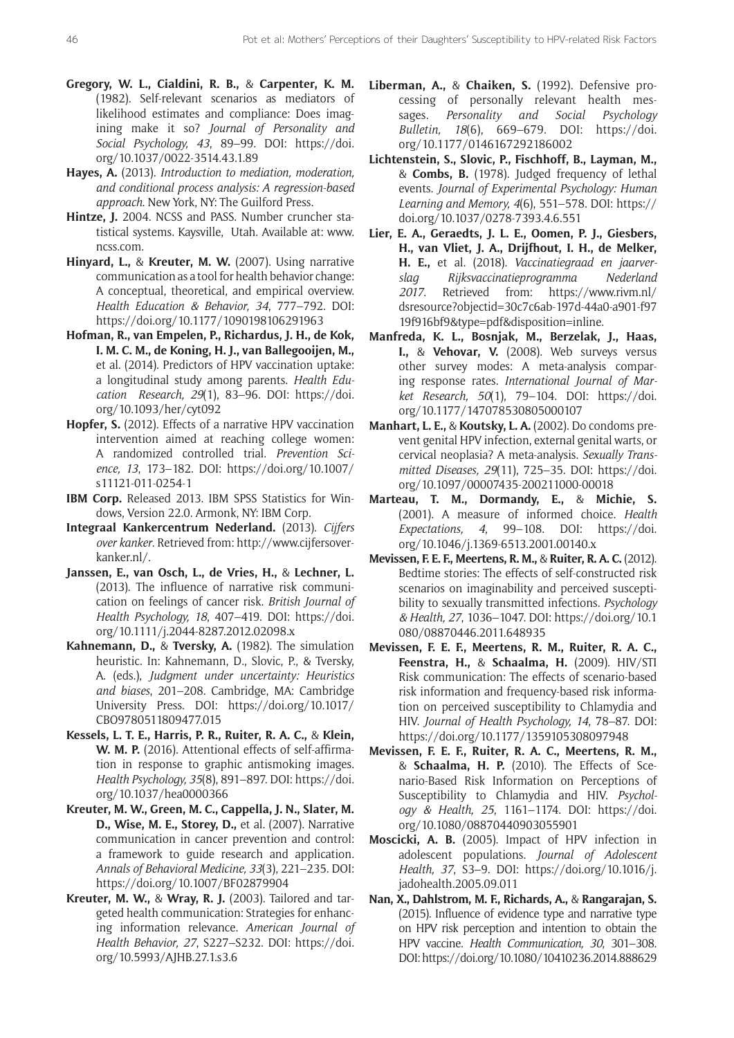**Gregory, W. L., Cialdini, R. B.,** & **Carpenter, K. M.** (1982). Self-relevant scenarios as mediators of likelihood estimates and compliance: Does imagining make it so? *Journal of Personality and Social Psychology, 43*, 89–99. DOI: https://doi.org/10.1037/0022-3514.43.1.89

**Hayes, A.** (2013). *Introduction to mediation, moderation, and conditional process analysis: A regression-based approach*. New York, NY: The Guilford Press.

**Hintze, J.** 2004. NCSS and PASS. Number cruncher statistical systems. Kaysville, Utah. Available at: www.ncss.com.

**Hinyard, L.,** & **Kreuter, M. W.** (2007). Using narrative communication as a tool for health behavior change: A conceptual, theoretical, and empirical overview. *Health Education & Behavior, 34*, 777–792. DOI: https://doi.org/10.1177/1090198106291963

**Hofman, R., van Empelen, P., Richardus, J. H., de Kok, I. M. C. M., de Koning, H. J., van Ballegooijen, M.,** et al. (2014). Predictors of HPV vaccination uptake: a longitudinal study among parents. *Health Education Research, 29*(1), 83–96. DOI: https://doi.org/10.1093/her/cyt092

**Hopfer, S.** (2012). Effects of a narrative HPV vaccination intervention aimed at reaching college women: A randomized controlled trial. *Prevention Science, 13*, 173–182. DOI: https://doi.org/10.1007/s11121-011-0254-1

**IBM Corp.** Released 2013. IBM SPSS Statistics for Windows, Version 22.0. Armonk, NY: IBM Corp.

**Integraal Kankercentrum Nederland.** (2013). *Cijfers over kanker*. Retrieved from: http://www.cijfersoverkanker.nl/.

**Janssen, E., van Osch, L., de Vries, H.,** & **Lechner, L.** (2013). The influence of narrative risk communication on feelings of cancer risk. *British Journal of Health Psychology, 18*, 407–419. DOI: https://doi.org/10.1111/j.2044-8287.2012.02098.x

**Kahnemann, D.,** & **Tversky, A.** (1982). The simulation heuristic. In: Kahnemann, D., Slovic, P., & Tversky, A. (eds.), *Judgment under uncertainty: Heuristics and biases*, 201–208. Cambridge, MA: Cambridge University Press. DOI: https://doi.org/10.1017/CBO9780511809477.015

**Kessels, L. T. E., Harris, P. R., Ruiter, R. A. C.,** & **Klein, W. M. P.** (2016). Attentional effects of self-affirmation in response to graphic antismoking images. *Health Psychology, 35*(8), 891–897. DOI: https://doi.org/10.1037/hea0000366

**Kreuter, M. W., Green, M. C., Cappella, J. N., Slater, M. D., Wise, M. E., Storey, D.,** et al. (2007). Narrative communication in cancer prevention and control: a framework to guide research and application. *Annals of Behavioral Medicine, 33*(3), 221–235. DOI: https://doi.org/10.1007/BF02879904

**Kreuter, M. W.,** & **Wray, R. J.** (2003). Tailored and targeted health communication: Strategies for enhancing information relevance. *American Journal of Health Behavior, 27*, S227–S232. DOI: https://doi.org/10.5993/AJHB.27.1.s3.6

**Liberman, A.,** & **Chaiken, S.** (1992). Defensive processing of personally relevant health messages. *Personality and Social Psychology Bulletin, 18*(6), 669–679. DOI: https://doi.org/10.1177/0146167292186002

**Lichtenstein, S., Slovic, P., Fischhoff, B., Layman, M.,** & **Combs, B.** (1978). Judged frequency of lethal events. *Journal of Experimental Psychology: Human Learning and Memory, 4*(6), 551–578. DOI: https://doi.org/10.1037/0278-7393.4.6.551

**Lier, E. A., Geraedts, J. L. E., Oomen, P. J., Giesbers, H., van Vliet, J. A., Drijfhout, I. H., de Melker, H. E.,** et al. (2018). *Vaccinatiegraad en jaarverslag Rijksvaccinatieprogramma Nederland 2017*. Retrieved from: https://www.rivm.nl/dsresource?objectid=30c7c6ab-197d-44a0-a901-f9719f916bf9&type=pdf&disposition=inline.

**Manfreda, K. L., Bosnjak, M., Berzelak, J., Haas, I.,** & **Vehovar, V.** (2008). Web surveys versus other survey modes: A meta-analysis comparing response rates. *International Journal of Market Research, 50*(1), 79–104. DOI: https://doi.org/10.1177/147078530805000107

**Manhart, L. E.,** & **Koutsky, L. A.** (2002). Do condoms prevent genital HPV infection, external genital warts, or cervical neoplasia? A meta-analysis. *Sexually Transmitted Diseases, 29*(11), 725–35. DOI: https://doi.org/10.1097/00007435-200211000-00018

**Marteau, T. M., Dormandy, E.,** & **Michie, S.** (2001). A measure of informed choice. *Health Expectations, 4*, 99–108. DOI: https://doi.org/10.1046/j.1369-6513.2001.00140.x

**Mevissen, F. E. F., Meertens, R. M.,** & **Ruiter, R. A. C.** (2012). Bedtime stories: The effects of self-constructed risk scenarios on imaginability and perceived susceptibility to sexually transmitted infections. *Psychology & Health, 27*, 1036–1047. DOI: https://doi.org/10.1080/08870446.2011.648935

**Mevissen, F. E. F., Meertens, R. M., Ruiter, R. A. C., Feenstra, H.,** & **Schaalma, H.** (2009). HIV/STI Risk communication: The effects of scenario-based risk information and frequency-based risk information on perceived susceptibility to Chlamydia and HIV. *Journal of Health Psychology, 14*, 78–87. DOI: https://doi.org/10.1177/1359105308097948

**Mevissen, F. E. F., Ruiter, R. A. C., Meertens, R. M.,** & **Schaalma, H. P.** (2010). The Effects of Scenario-Based Risk Information on Perceptions of Susceptibility to Chlamydia and HIV. *Psychology & Health, 25*, 1161–1174. DOI: https://doi.org/10.1080/08870440903055901

**Moscicki, A. B.** (2005). Impact of HPV infection in adolescent populations. *Journal of Adolescent Health, 37*, S3–9. DOI: https://doi.org/10.1016/j.jadohealth.2005.09.011

**Nan, X., Dahlstrom, M. F., Richards, A.,** & **Rangarajan, S.** (2015). Influence of evidence type and narrative type on HPV risk perception and intention to obtain the HPV vaccine. *Health Communication, 30*, 301–308. DOI: https://doi.org/10.1080/10410236.2014.888629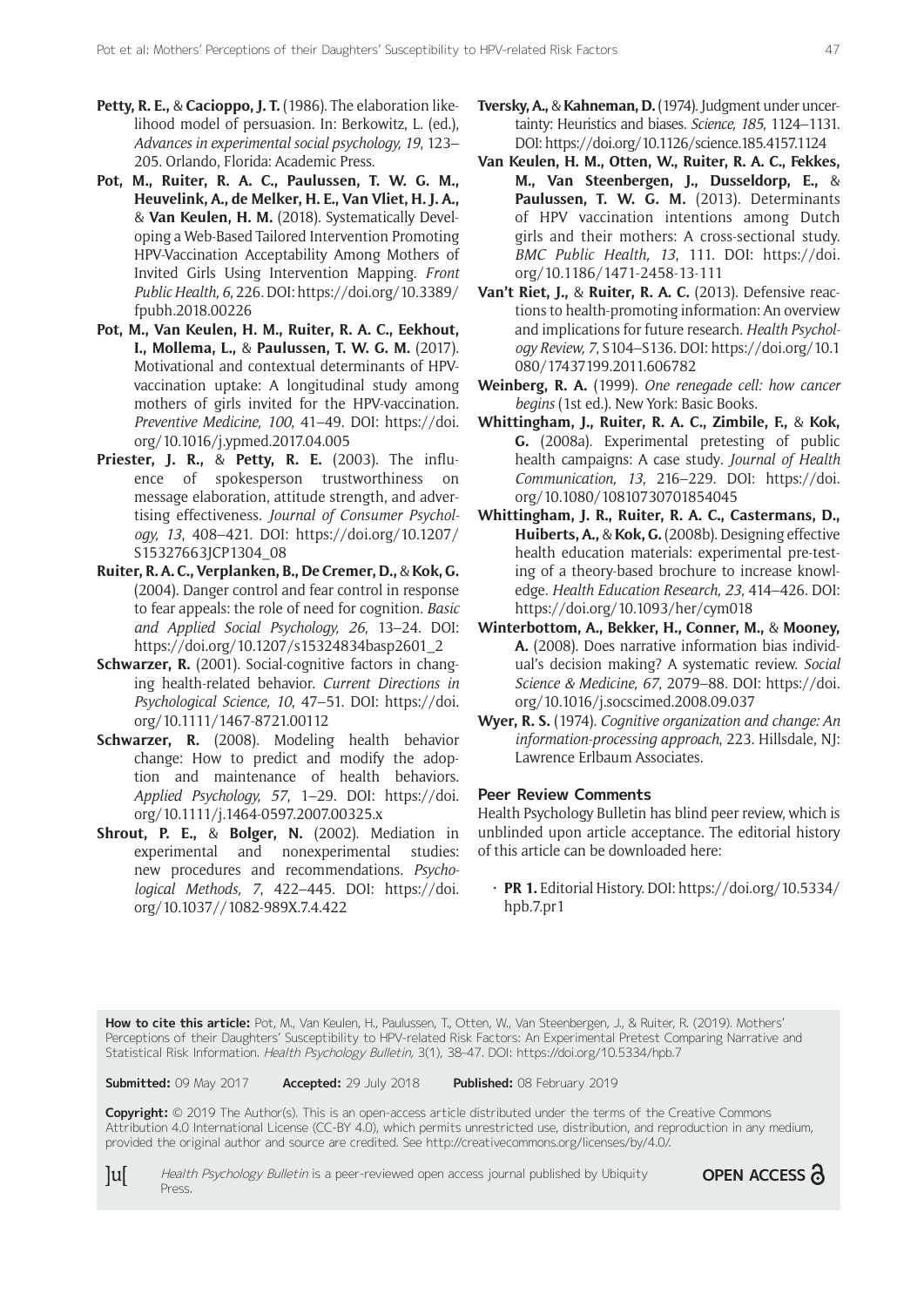**Petty, R. E.,** & **Cacioppo, J. T.** (1986). The elaboration likelihood model of persuasion. In: Berkowitz, L. (ed.), *Advances in experimental social psychology, 19*, 123–205. Orlando, Florida: Academic Press.

**Pot, M., Ruiter, R. A. C., Paulussen, T. W. G. M., Heuvelink, A., de Melker, H. E., Van Vliet, H. J. A.,** & **Van Keulen, H. M.** (2018). Systematically Developing a Web-Based Tailored Intervention Promoting HPV-Vaccination Acceptability Among Mothers of Invited Girls Using Intervention Mapping. *Front Public Health, 6*, 226. DOI: https://doi.org/10.3389/fpubh.2018.00226

**Pot, M., Van Keulen, H. M., Ruiter, R. A. C., Eekhout, I., Mollema, L.,** & **Paulussen, T. W. G. M.** (2017). Motivational and contextual determinants of HPV-vaccination uptake: A longitudinal study among mothers of girls invited for the HPV-vaccination. *Preventive Medicine, 100*, 41–49. DOI: https://doi.org/10.1016/j.ypmed.2017.04.005

**Priester, J. R.,** & **Petty, R. E.** (2003). The influence of spokesperson trustworthiness on message elaboration, attitude strength, and advertising effectiveness. *Journal of Consumer Psychology, 13*, 408–421. DOI: https://doi.org/10.1207/S15327663JCP1304_08

**Ruiter, R. A. C., Verplanken, B., De Cremer, D.,** & **Kok, G.** (2004). Danger control and fear control in response to fear appeals: the role of need for cognition. *Basic and Applied Social Psychology, 26*, 13–24. DOI: https://doi.org/10.1207/s15324834basp2601_2

**Schwarzer, R.** (2001). Social-cognitive factors in changing health-related behavior. *Current Directions in Psychological Science, 10*, 47–51. DOI: https://doi.org/10.1111/1467-8721.00112

**Schwarzer, R.** (2008). Modeling health behavior change: How to predict and modify the adoption and maintenance of health behaviors. *Applied Psychology, 57*, 1–29. DOI: https://doi.org/10.1111/j.1464-0597.2007.00325.x

**Shrout, P. E.,** & **Bolger, N.** (2002). Mediation in experimental and nonexperimental studies: new procedures and recommendations. *Psychological Methods, 7*, 422–445. DOI: https://doi.org/10.1037//1082-989X.7.4.422

**Tversky, A.,** & **Kahneman, D.** (1974). Judgment under uncertainty: Heuristics and biases. *Science, 185*, 1124–1131. DOI: https://doi.org/10.1126/science.185.4157.1124

**Van Keulen, H. M., Otten, W., Ruiter, R. A. C., Fekkes, M., Van Steenbergen, J., Dusseldorp, E.,** & **Paulussen, T. W. G. M.** (2013). Determinants of HPV vaccination intentions among Dutch girls and their mothers: A cross-sectional study. *BMC Public Health, 13*, 111. DOI: https://doi.org/10.1186/1471-2458-13-111

**Van't Riet, J.,** & **Ruiter, R. A. C.** (2013). Defensive reactions to health-promoting information: An overview and implications for future research. *Health Psychology Review, 7*, S104–S136. DOI: https://doi.org/10.1080/17437199.2011.606782

**Weinberg, R. A.** (1999). *One renegade cell: how cancer begins* (1st ed.). New York: Basic Books.

**Whittingham, J., Ruiter, R. A. C., Zimbile, F.,** & **Kok, G.** (2008a). Experimental pretesting of public health campaigns: A case study. *Journal of Health Communication, 13*, 216–229. DOI: https://doi.org/10.1080/10810730701854045

**Whittingham, J. R., Ruiter, R. A. C., Castermans, D., Huiberts, A.,** & **Kok, G.** (2008b). Designing effective health education materials: experimental pre-testing of a theory-based brochure to increase knowledge. *Health Education Research, 23*, 414–426. DOI: https://doi.org/10.1093/her/cym018

**Winterbottom, A., Bekker, H., Conner, M.,** & **Mooney, A.** (2008). Does narrative information bias individual's decision making? A systematic review. *Social Science & Medicine, 67*, 2079–88. DOI: https://doi.org/10.1016/j.socscimed.2008.09.037

**Wyer, R. S.** (1974). *Cognitive organization and change: An information-processing approach*, 223. Hillsdale, NJ: Lawrence Erlbaum Associates.

## Peer Review Comments

Health Psychology Bulletin has blind peer review, which is unblinded upon article acceptance. The editorial history of this article can be downloaded here:

- **PR 1.** Editorial History. DOI: https://doi.org/10.5334/hpb.7.pr1

**How to cite this article:** Pot, M., Van Keulen, H., Paulussen, T., Otten, W., Van Steenbergen, J., & Ruiter, R. (2019). Mothers' Perceptions of their Daughters' Susceptibility to HPV-related Risk Factors: An Experimental Pretest Comparing Narrative and Statistical Risk Information. *Health Psychology Bulletin,* 3(1), 38–47. DOI: https://doi.org/10.5334/hpb.7

**Submitted:** 09 May 2017 **Accepted:** 29 July 2018 **Published:** 08 February 2019

**Copyright:** © 2019 The Author(s). This is an open-access article distributed under the terms of the Creative Commons Attribution 4.0 International License (CC-BY 4.0), which permits unrestricted use, distribution, and reproduction in any medium, provided the original author and source are credited. See http://creativecommons.org/licenses/by/4.0/.

*Health Psychology Bulletin* is a peer-reviewed open access journal published by Ubiquity Press.

**OPEN ACCESS**